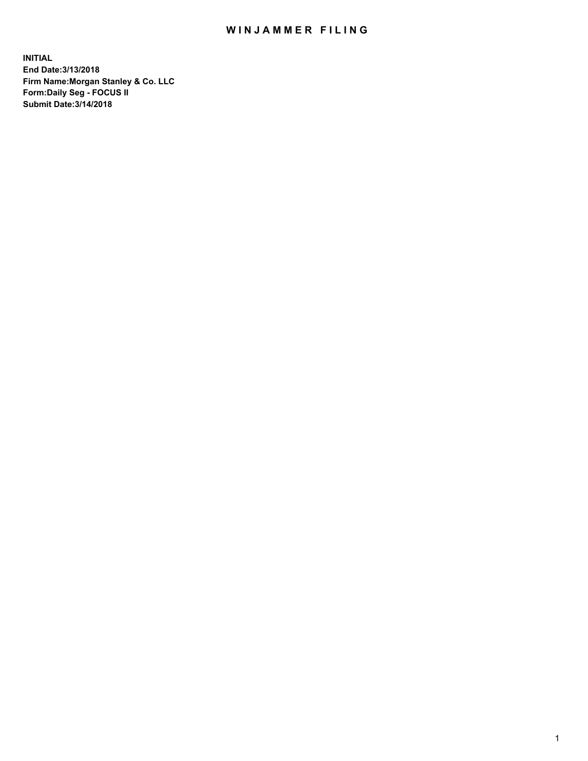# WINJAMMER FILING

**INITIAL**
**End Date:3/13/2018**
**Firm Name:Morgan Stanley & Co. LLC**
**Form:Daily Seg - FOCUS II**
**Submit Date:3/14/2018**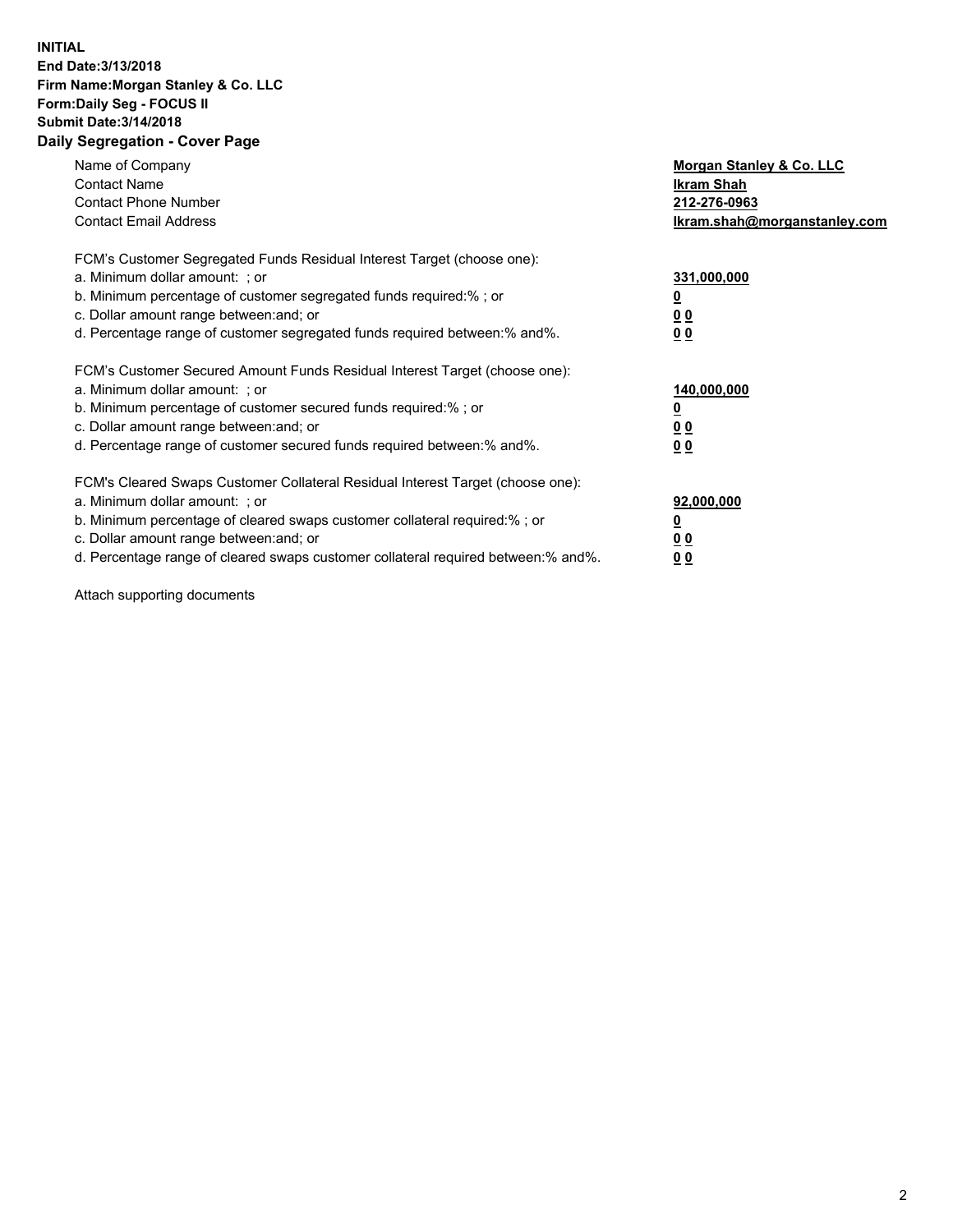**INITIAL**
**End Date:3/13/2018**
**Firm Name:Morgan Stanley & Co. LLC**
**Form:Daily Seg - FOCUS II**
**Submit Date:3/14/2018**
**Daily Segregation - Cover Page**

| | |
|---|---|
| Name of Company | **Morgan Stanley & Co. LLC** |
| Contact Name | **Ikram Shah** |
| Contact Phone Number | **212-276-0963** |
| Contact Email Address | **Ikram.shah@morganstanley.com** |

| | |
|---|---|
| FCM's Customer Segregated Funds Residual Interest Target (choose one): | |
| a. Minimum dollar amount: ; or | **331,000,000** |
| b. Minimum percentage of customer segregated funds required:% ; or | **0** |
| c. Dollar amount range between:and; or | **0 0** |
| d. Percentage range of customer segregated funds required between:% and%. | **0 0** |

| | |
|---|---|
| FCM's Customer Secured Amount Funds Residual Interest Target (choose one): | |
| a. Minimum dollar amount: ; or | **140,000,000** |
| b. Minimum percentage of customer secured funds required:% ; or | **0** |
| c. Dollar amount range between:and; or | **0 0** |
| d. Percentage range of customer secured funds required between:% and%. | **0 0** |

| | |
|---|---|
| FCM's Cleared Swaps Customer Collateral Residual Interest Target (choose one): | |
| a. Minimum dollar amount: ; or | **92,000,000** |
| b. Minimum percentage of cleared swaps customer collateral required:% ; or | **0** |
| c. Dollar amount range between:and; or | **0 0** |
| d. Percentage range of cleared swaps customer collateral required between:% and%. | **0 0** |

Attach supporting documents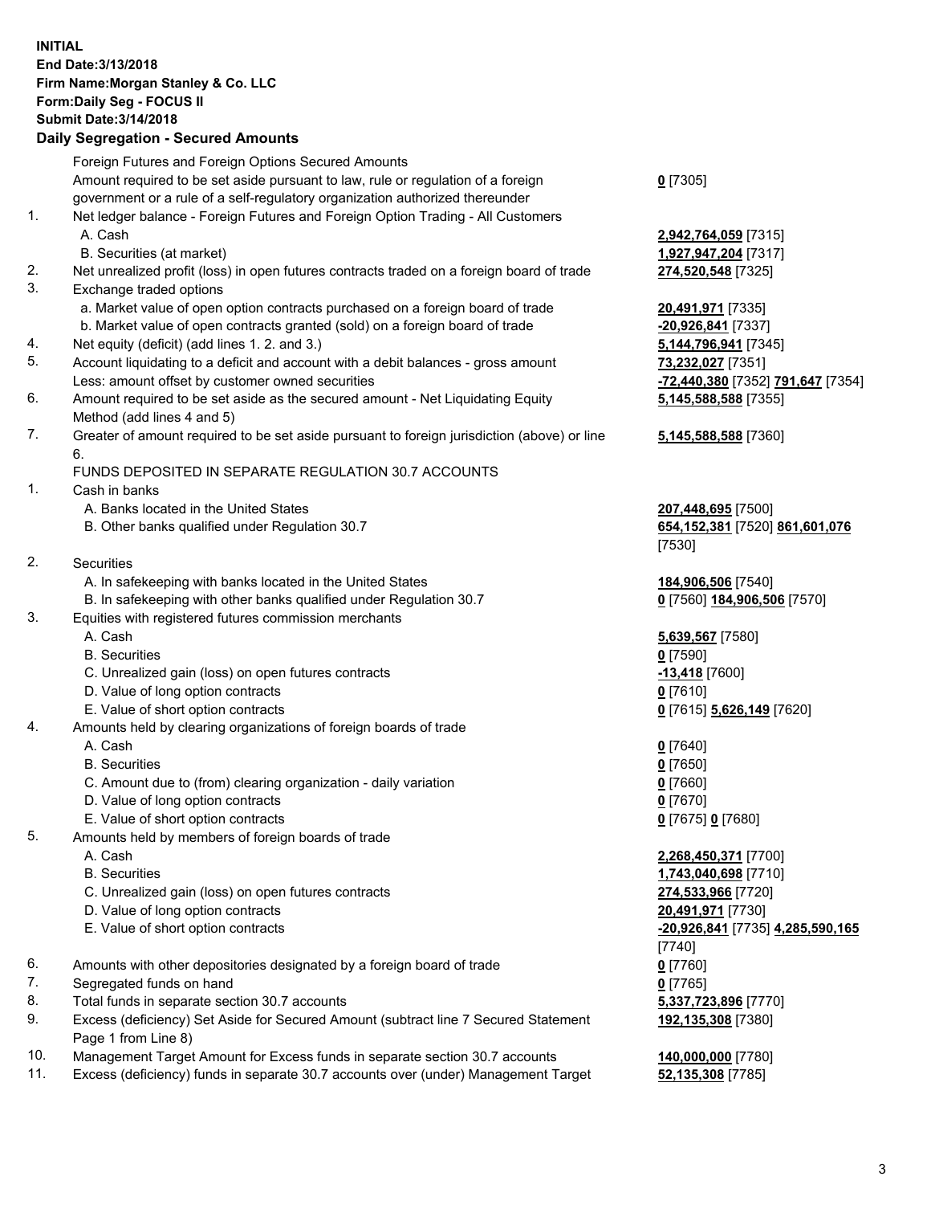**INITIAL**
**End Date:3/13/2018**
**Firm Name:Morgan Stanley & Co. LLC**
**Form:Daily Seg - FOCUS II**
**Submit Date:3/14/2018**
**Daily Segregation - Secured Amounts**

| | | |
|---|---|---|
| | Foreign Futures and Foreign Options Secured Amounts | |
| | Amount required to be set aside pursuant to law, rule or regulation of a foreign government or a rule of a self-regulatory organization authorized thereunder | **0** [7305] |
| 1. | Net ledger balance - Foreign Futures and Foreign Option Trading - All Customers | |
| | A. Cash | **2,942,764,059** [7315] |
| | B. Securities (at market) | **1,927,947,204** [7317] |
| 2. | Net unrealized profit (loss) in open futures contracts traded on a foreign board of trade | **274,520,548** [7325] |
| 3. | Exchange traded options | |
| | a. Market value of open option contracts purchased on a foreign board of trade | **20,491,971** [7335] |
| | b. Market value of open contracts granted (sold) on a foreign board of trade | **-20,926,841** [7337] |
| 4. | Net equity (deficit) (add lines 1. 2. and 3.) | **5,144,796,941** [7345] |
| 5. | Account liquidating to a deficit and account with a debit balances - gross amount | **73,232,027** [7351] |
| | Less: amount offset by customer owned securities | **-72,440,380** [7352] **791,647** [7354] |
| 6. | Amount required to be set aside as the secured amount - Net Liquidating Equity Method (add lines 4 and 5) | **5,145,588,588** [7355] |
| 7. | Greater of amount required to be set aside pursuant to foreign jurisdiction (above) or line 6. | **5,145,588,588** [7360] |
| | FUNDS DEPOSITED IN SEPARATE REGULATION 30.7 ACCOUNTS | |
| 1. | Cash in banks | |
| | A. Banks located in the United States | **207,448,695** [7500] |
| | B. Other banks qualified under Regulation 30.7 | **654,152,381** [7520] **861,601,076** [7530] |
| 2. | Securities | |
| | A. In safekeeping with banks located in the United States | **184,906,506** [7540] |
| | B. In safekeeping with other banks qualified under Regulation 30.7 | **0** [7560] **184,906,506** [7570] |
| 3. | Equities with registered futures commission merchants | |
| | A. Cash | **5,639,567** [7580] |
| | B. Securities | **0** [7590] |
| | C. Unrealized gain (loss) on open futures contracts | **-13,418** [7600] |
| | D. Value of long option contracts | **0** [7610] |
| | E. Value of short option contracts | **0** [7615] **5,626,149** [7620] |
| 4. | Amounts held by clearing organizations of foreign boards of trade | |
| | A. Cash | **0** [7640] |
| | B. Securities | **0** [7650] |
| | C. Amount due to (from) clearing organization - daily variation | **0** [7660] |
| | D. Value of long option contracts | **0** [7670] |
| | E. Value of short option contracts | **0** [7675] **0** [7680] |
| 5. | Amounts held by members of foreign boards of trade | |
| | A. Cash | **2,268,450,371** [7700] |
| | B. Securities | **1,743,040,698** [7710] |
| | C. Unrealized gain (loss) on open futures contracts | **274,533,966** [7720] |
| | D. Value of long option contracts | **20,491,971** [7730] |
| | E. Value of short option contracts | **-20,926,841** [7735] **4,285,590,165** [7740] |
| 6. | Amounts with other depositories designated by a foreign board of trade | **0** [7760] |
| 7. | Segregated funds on hand | **0** [7765] |
| 8. | Total funds in separate section 30.7 accounts | **5,337,723,896** [7770] |
| 9. | Excess (deficiency) Set Aside for Secured Amount (subtract line 7 Secured Statement Page 1 from Line 8) | **192,135,308** [7380] |
| 10. | Management Target Amount for Excess funds in separate section 30.7 accounts | **140,000,000** [7780] |
| 11. | Excess (deficiency) funds in separate 30.7 accounts over (under) Management Target | **52,135,308** [7785] |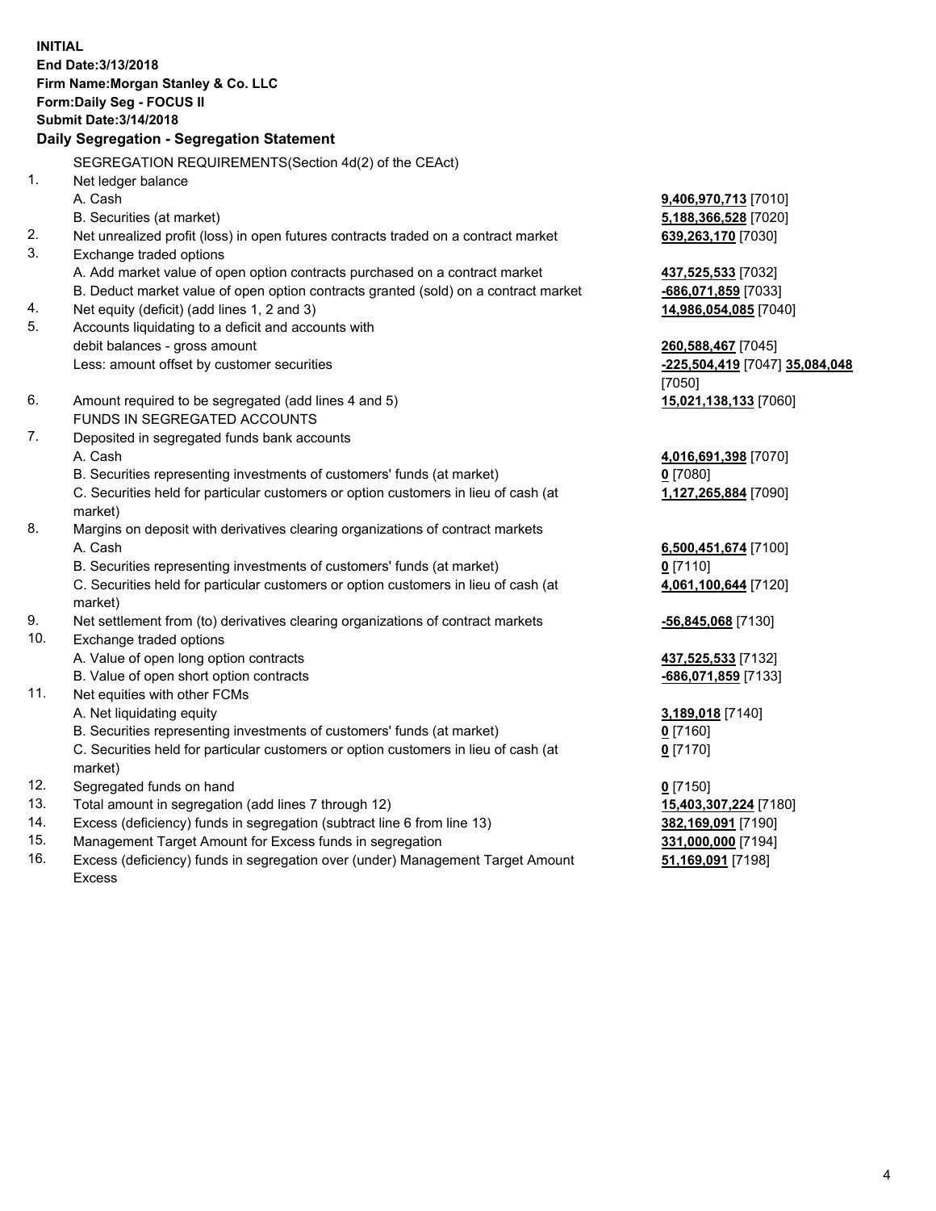**INITIAL**
**End Date:3/13/2018**
**Firm Name:Morgan Stanley & Co. LLC**
**Form:Daily Seg - FOCUS II**
**Submit Date:3/14/2018**
**Daily Segregation - Segregation Statement**

SEGREGATION REQUIREMENTS(Section 4d(2) of the CEAct)

| | | |
|---|---|---|
| 1. | Net ledger balance | |
| | A. Cash | **9,406,970,713** [7010] |
| | B. Securities (at market) | **5,188,366,528** [7020] |
| 2. | Net unrealized profit (loss) in open futures contracts traded on a contract market | **639,263,170** [7030] |
| 3. | Exchange traded options | |
| | A. Add market value of open option contracts purchased on a contract market | **437,525,533** [7032] |
| | B. Deduct market value of open option contracts granted (sold) on a contract market | **-686,071,859** [7033] |
| 4. | Net equity (deficit) (add lines 1, 2 and 3) | **14,986,054,085** [7040] |
| 5. | Accounts liquidating to a deficit and accounts with debit balances - gross amount | **260,588,467** [7045] |
| | Less: amount offset by customer securities | **-225,504,419** [7047] **35,084,048** [7050] |
| 6. | Amount required to be segregated (add lines 4 and 5) | **15,021,138,133** [7060] |
| | FUNDS IN SEGREGATED ACCOUNTS | |
| 7. | Deposited in segregated funds bank accounts | |
| | A. Cash | **4,016,691,398** [7070] |
| | B. Securities representing investments of customers' funds (at market) | **0** [7080] |
| | C. Securities held for particular customers or option customers in lieu of cash (at market) | **1,127,265,884** [7090] |
| 8. | Margins on deposit with derivatives clearing organizations of contract markets | |
| | A. Cash | **6,500,451,674** [7100] |
| | B. Securities representing investments of customers' funds (at market) | **0** [7110] |
| | C. Securities held for particular customers or option customers in lieu of cash (at market) | **4,061,100,644** [7120] |
| 9. | Net settlement from (to) derivatives clearing organizations of contract markets | **-56,845,068** [7130] |
| 10. | Exchange traded options | |
| | A. Value of open long option contracts | **437,525,533** [7132] |
| | B. Value of open short option contracts | **-686,071,859** [7133] |
| 11. | Net equities with other FCMs | |
| | A. Net liquidating equity | **3,189,018** [7140] |
| | B. Securities representing investments of customers' funds (at market) | **0** [7160] |
| | C. Securities held for particular customers or option customers in lieu of cash (at market) | **0** [7170] |
| 12. | Segregated funds on hand | **0** [7150] |
| 13. | Total amount in segregation (add lines 7 through 12) | **15,403,307,224** [7180] |
| 14. | Excess (deficiency) funds in segregation (subtract line 6 from line 13) | **382,169,091** [7190] |
| 15. | Management Target Amount for Excess funds in segregation | **331,000,000** [7194] |
| 16. | Excess (deficiency) funds in segregation over (under) Management Target Amount Excess | **51,169,091** [7198] |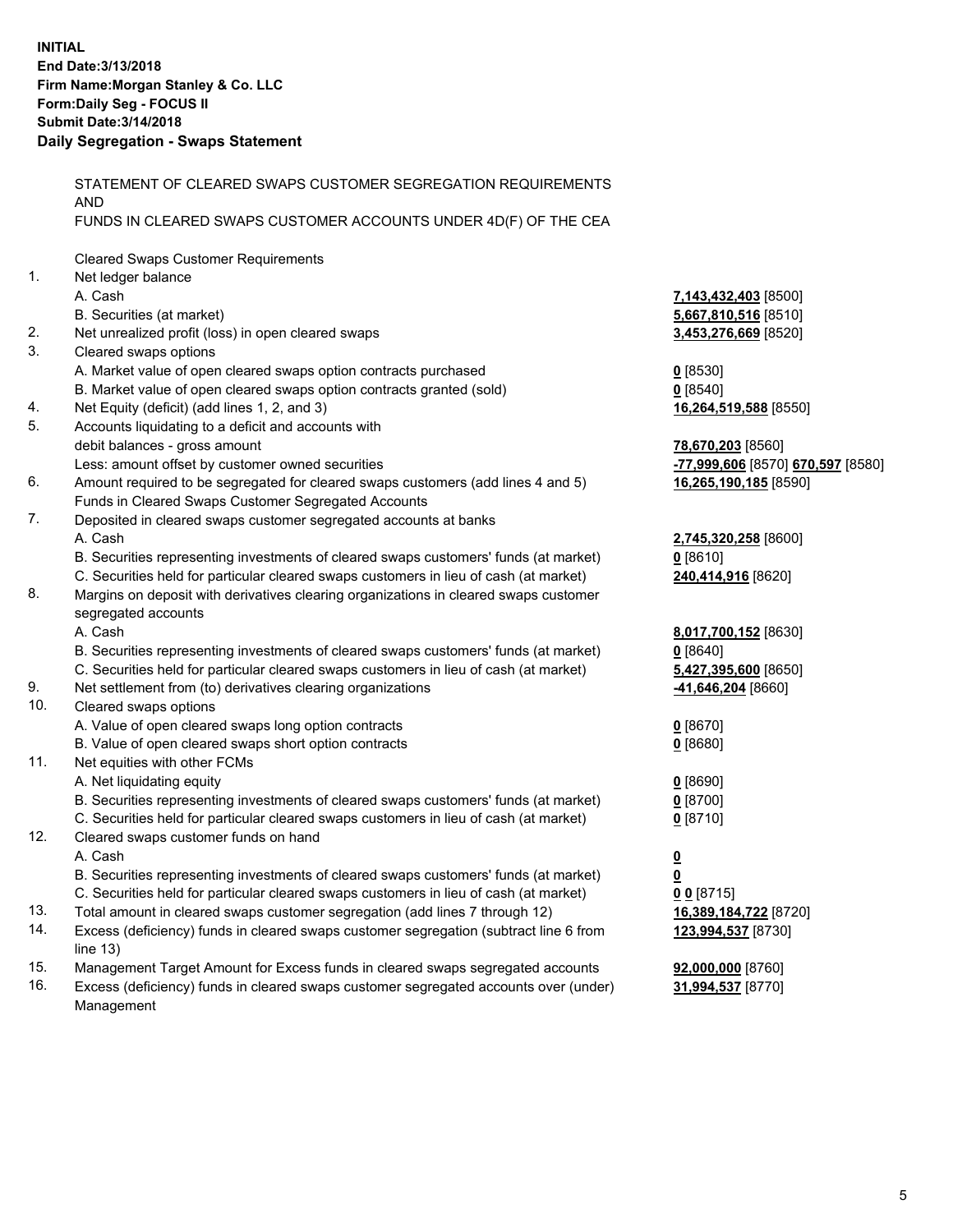**INITIAL**
**End Date:3/13/2018**
**Firm Name:Morgan Stanley & Co. LLC**
**Form:Daily Seg - FOCUS II**
**Submit Date:3/14/2018**
**Daily Segregation - Swaps Statement**

STATEMENT OF CLEARED SWAPS CUSTOMER SEGREGATION REQUIREMENTS AND FUNDS IN CLEARED SWAPS CUSTOMER ACCOUNTS UNDER 4D(F) OF THE CEA

| | | |
|---|---|---|
| | Cleared Swaps Customer Requirements | |
| 1. | Net ledger balance | |
| | A. Cash | **7,143,432,403** [8500] |
| | B. Securities (at market) | **5,667,810,516** [8510] |
| 2. | Net unrealized profit (loss) in open cleared swaps | **3,453,276,669** [8520] |
| 3. | Cleared swaps options | |
| | A. Market value of open cleared swaps option contracts purchased | **0** [8530] |
| | B. Market value of open cleared swaps option contracts granted (sold) | **0** [8540] |
| 4. | Net Equity (deficit) (add lines 1, 2, and 3) | **16,264,519,588** [8550] |
| 5. | Accounts liquidating to a deficit and accounts with debit balances - gross amount | **78,670,203** [8560] |
| | Less: amount offset by customer owned securities | **-77,999,606** [8570] **670,597** [8580] |
| 6. | Amount required to be segregated for cleared swaps customers (add lines 4 and 5) | **16,265,190,185** [8590] |
| | Funds in Cleared Swaps Customer Segregated Accounts | |
| 7. | Deposited in cleared swaps customer segregated accounts at banks | |
| | A. Cash | **2,745,320,258** [8600] |
| | B. Securities representing investments of cleared swaps customers' funds (at market) | **0** [8610] |
| | C. Securities held for particular cleared swaps customers in lieu of cash (at market) | **240,414,916** [8620] |
| 8. | Margins on deposit with derivatives clearing organizations in cleared swaps customer segregated accounts | |
| | A. Cash | **8,017,700,152** [8630] |
| | B. Securities representing investments of cleared swaps customers' funds (at market) | **0** [8640] |
| | C. Securities held for particular cleared swaps customers in lieu of cash (at market) | **5,427,395,600** [8650] |
| 9. | Net settlement from (to) derivatives clearing organizations | **-41,646,204** [8660] |
| 10. | Cleared swaps options | |
| | A. Value of open cleared swaps long option contracts | **0** [8670] |
| | B. Value of open cleared swaps short option contracts | **0** [8680] |
| 11. | Net equities with other FCMs | |
| | A. Net liquidating equity | **0** [8690] |
| | B. Securities representing investments of cleared swaps customers' funds (at market) | **0** [8700] |
| | C. Securities held for particular cleared swaps customers in lieu of cash (at market) | **0** [8710] |
| 12. | Cleared swaps customer funds on hand | |
| | A. Cash | **0** |
| | B. Securities representing investments of cleared swaps customers' funds (at market) | **0** |
| | C. Securities held for particular cleared swaps customers in lieu of cash (at market) | **0** **0** [8715] |
| 13. | Total amount in cleared swaps customer segregation (add lines 7 through 12) | **16,389,184,722** [8720] |
| 14. | Excess (deficiency) funds in cleared swaps customer segregation (subtract line 6 from line 13) | **123,994,537** [8730] |
| 15. | Management Target Amount for Excess funds in cleared swaps segregated accounts | **92,000,000** [8760] |
| 16. | Excess (deficiency) funds in cleared swaps customer segregated accounts over (under) Management | **31,994,537** [8770] |